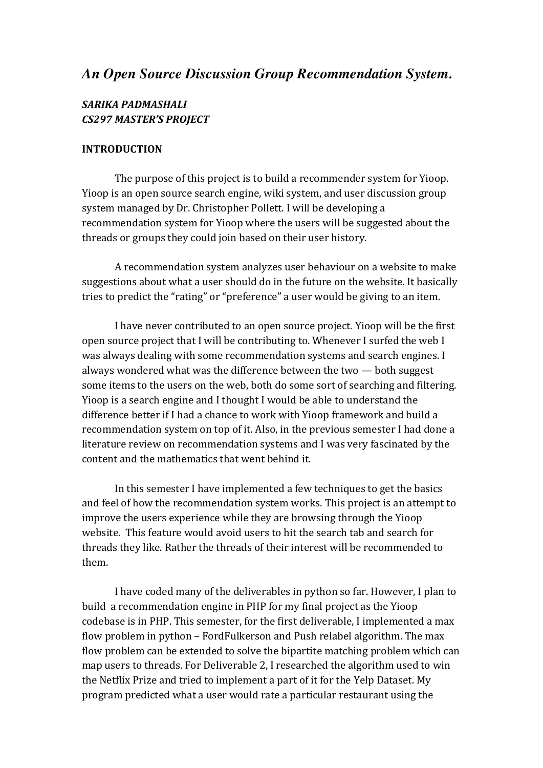# *An Open Source Discussion Group Recommendation System.*

***SARIKA PADMASHALI***
***CS297 MASTER'S PROJECT***

## INTRODUCTION

The purpose of this project is to build a recommender system for Yioop. Yioop is an open source search engine, wiki system, and user discussion group system managed by Dr. Christopher Pollett. I will be developing a recommendation system for Yioop where the users will be suggested about the threads or groups they could join based on their user history.

A recommendation system analyzes user behaviour on a website to make suggestions about what a user should do in the future on the website. It basically tries to predict the "rating" or "preference" a user would be giving to an item.

I have never contributed to an open source project. Yioop will be the first open source project that I will be contributing to. Whenever I surfed the web I was always dealing with some recommendation systems and search engines. I always wondered what was the difference between the two — both suggest some items to the users on the web, both do some sort of searching and filtering. Yioop is a search engine and I thought I would be able to understand the difference better if I had a chance to work with Yioop framework and build a recommendation system on top of it. Also, in the previous semester I had done a literature review on recommendation systems and I was very fascinated by the content and the mathematics that went behind it.

In this semester I have implemented a few techniques to get the basics and feel of how the recommendation system works. This project is an attempt to improve the users experience while they are browsing through the Yioop website. This feature would avoid users to hit the search tab and search for threads they like. Rather the threads of their interest will be recommended to them.

I have coded many of the deliverables in python so far. However, I plan to build a recommendation engine in PHP for my final project as the Yioop codebase is in PHP. This semester, for the first deliverable, I implemented a max flow problem in python – FordFulkerson and Push relabel algorithm. The max flow problem can be extended to solve the bipartite matching problem which can map users to threads. For Deliverable 2, I researched the algorithm used to win the Netflix Prize and tried to implement a part of it for the Yelp Dataset. My program predicted what a user would rate a particular restaurant using the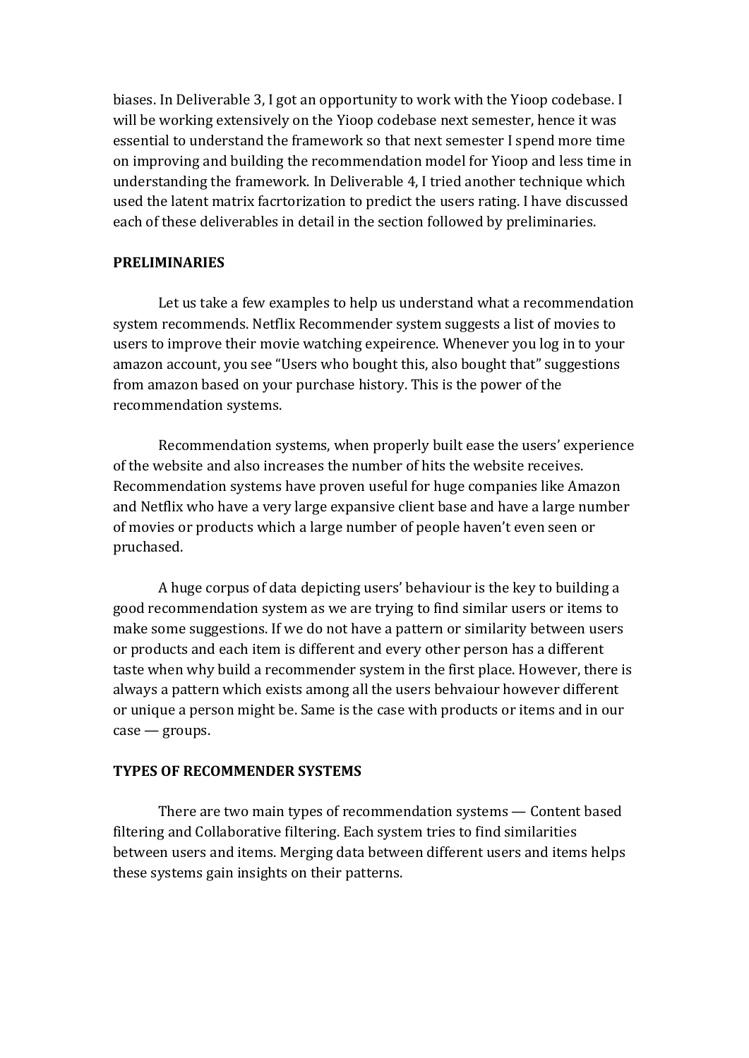biases. In Deliverable 3, I got an opportunity to work with the Yioop codebase. I will be working extensively on the Yioop codebase next semester, hence it was essential to understand the framework so that next semester I spend more time on improving and building the recommendation model for Yioop and less time in understanding the framework. In Deliverable 4, I tried another technique which used the latent matrix facrtorization to predict the users rating. I have discussed each of these deliverables in detail in the section followed by preliminaries.

**PRELIMINARIES**

Let us take a few examples to help us understand what a recommendation system recommends. Netflix Recommender system suggests a list of movies to users to improve their movie watching expeirence. Whenever you log in to your amazon account, you see "Users who bought this, also bought that" suggestions from amazon based on your purchase history. This is the power of the recommendation systems.

Recommendation systems, when properly built ease the users' experience of the website and also increases the number of hits the website receives. Recommendation systems have proven useful for huge companies like Amazon and Netflix who have a very large expansive client base and have a large number of movies or products which a large number of people haven't even seen or pruchased.

A huge corpus of data depicting users' behaviour is the key to building a good recommendation system as we are trying to find similar users or items to make some suggestions. If we do not have a pattern or similarity between users or products and each item is different and every other person has a different taste when why build a recommender system in the first place. However, there is always a pattern which exists among all the users behvaiour however different or unique a person might be. Same is the case with products or items and in our case — groups.

**TYPES OF RECOMMENDER SYSTEMS**

There are two main types of recommendation systems — Content based filtering and Collaborative filtering. Each system tries to find similarities between users and items. Merging data between different users and items helps these systems gain insights on their patterns.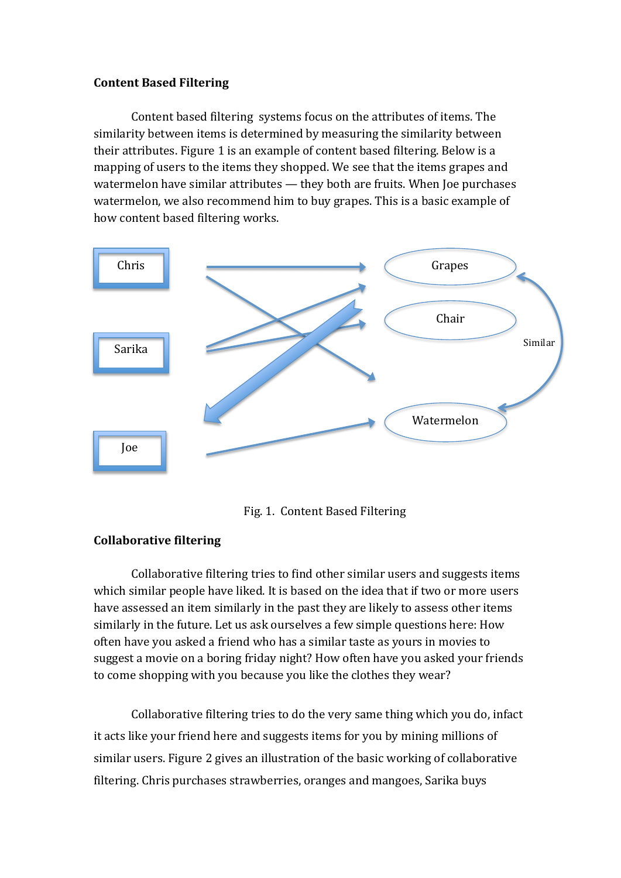**Content Based Filtering**

Content based filtering systems focus on the attributes of items. The similarity between items is determined by measuring the similarity between their attributes. Figure 1 is an example of content based filtering. Below is a mapping of users to the items they shopped. We see that the items grapes and watermelon have similar attributes — they both are fruits. When Joe purchases watermelon, we also recommend him to buy grapes. This is a basic example of how content based filtering works.

Fig. 1. Content Based Filtering

**Collaborative filtering**

Collaborative filtering tries to find other similar users and suggests items which similar people have liked. It is based on the idea that if two or more users have assessed an item similarly in the past they are likely to assess other items similarly in the future. Let us ask ourselves a few simple questions here: How often have you asked a friend who has a similar taste as yours in movies to suggest a movie on a boring friday night? How often have you asked your friends to come shopping with you because you like the clothes they wear?

Collaborative filtering tries to do the very same thing which you do, infact it acts like your friend here and suggests items for you by mining millions of similar users. Figure 2 gives an illustration of the basic working of collaborative filtering. Chris purchases strawberries, oranges and mangoes, Sarika buys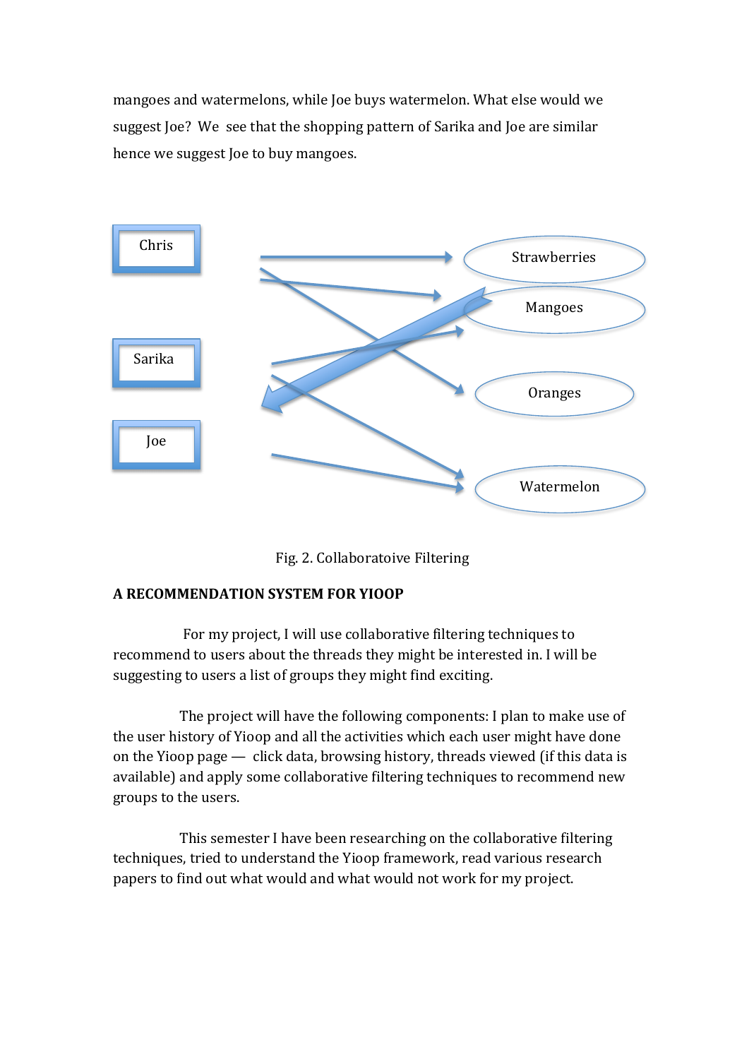mangoes and watermelons, while Joe buys watermelon. What else would we suggest Joe? We see that the shopping pattern of Sarika and Joe are similar hence we suggest Joe to buy mangoes.

Fig. 2. Collaboratoive Filtering

**A RECOMMENDATION SYSTEM FOR YIOOP**

For my project, I will use collaborative filtering techniques to recommend to users about the threads they might be interested in. I will be suggesting to users a list of groups they might find exciting.

The project will have the following components: I plan to make use of the user history of Yioop and all the activities which each user might have done on the Yioop page — click data, browsing history, threads viewed (if this data is available) and apply some collaborative filtering techniques to recommend new groups to the users.

This semester I have been researching on the collaborative filtering techniques, tried to understand the Yioop framework, read various research papers to find out what would and what would not work for my project.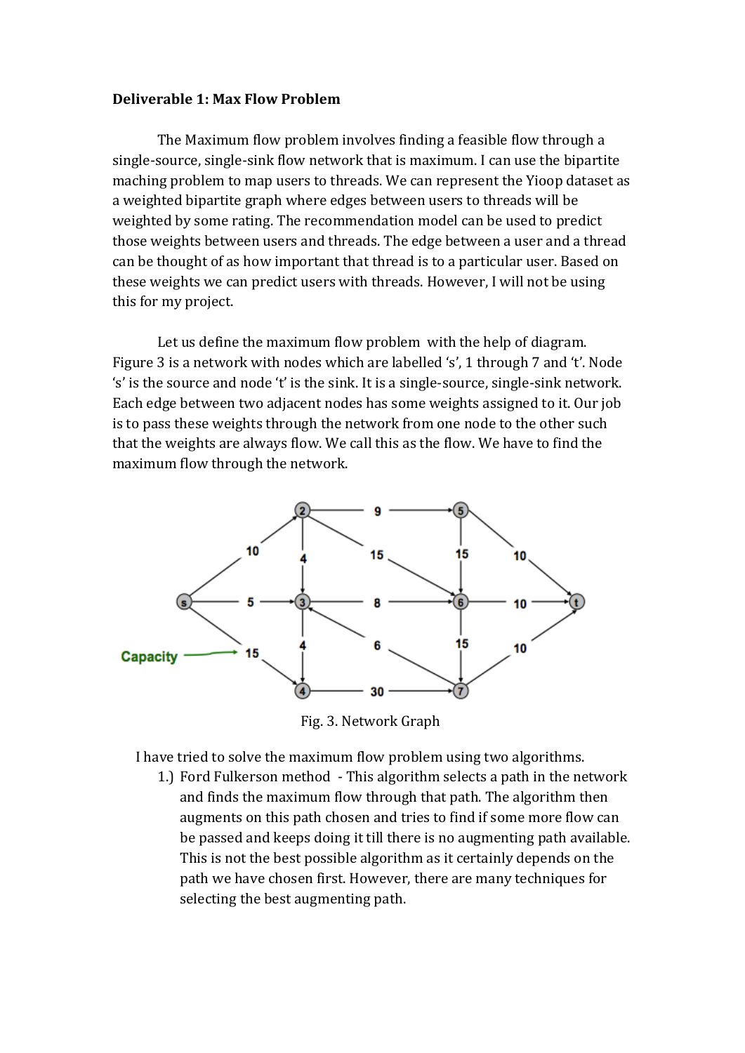**Deliverable 1: Max Flow Problem**

The Maximum flow problem involves finding a feasible flow through a single-source, single-sink flow network that is maximum. I can use the bipartite maching problem to map users to threads. We can represent the Yioop dataset as a weighted bipartite graph where edges between users to threads will be weighted by some rating. The recommendation model can be used to predict those weights between users and threads. The edge between a user and a thread can be thought of as how important that thread is to a particular user. Based on these weights we can predict users with threads. However, I will not be using this for my project.

Let us define the maximum flow problem with the help of diagram. Figure 3 is a network with nodes which are labelled 's', 1 through 7 and 't'. Node 's' is the source and node 't' is the sink. It is a single-source, single-sink network. Each edge between two adjacent nodes has some weights assigned to it. Our job is to pass these weights through the network from one node to the other such that the weights are always flow. We call this as the flow. We have to find the maximum flow through the network.

Fig. 3. Network Graph

I have tried to solve the maximum flow problem using two algorithms.

1.) Ford Fulkerson method - This algorithm selects a path in the network and finds the maximum flow through that path. The algorithm then augments on this path chosen and tries to find if some more flow can be passed and keeps doing it till there is no augmenting path available. This is not the best possible algorithm as it certainly depends on the path we have chosen first. However, there are many techniques for selecting the best augmenting path.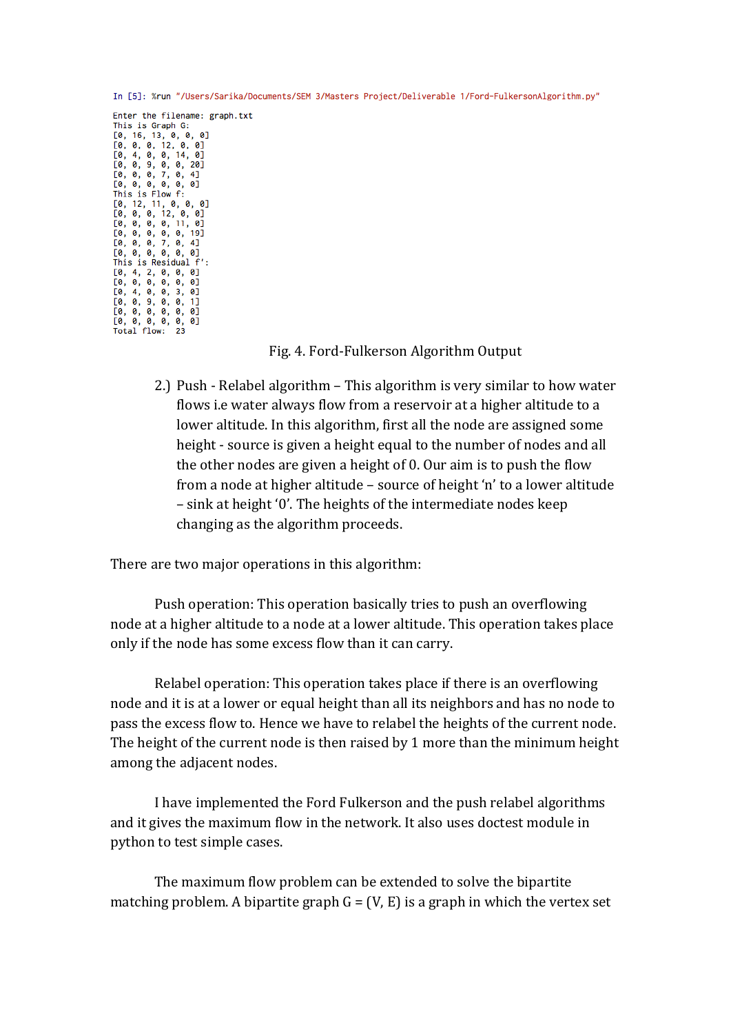```
In [5]: %run "/Users/Sarika/Documents/SEM 3/Masters Project/Deliverable 1/Ford-FulkersonAlgorithm.py"

Enter the filename: graph.txt
This is Graph G:
[0, 16, 13, 0, 0, 0]
[0, 0, 0, 12, 0, 0]
[0, 4, 0, 0, 14, 0]
[0, 0, 9, 0, 0, 20]
[0, 0, 0, 7, 0, 4]
[0, 0, 0, 0, 0, 0]
This is Flow f:
[0, 12, 11, 0, 0, 0]
[0, 0, 0, 12, 0, 0]
[0, 0, 0, 0, 11, 0]
[0, 0, 0, 0, 0, 19]
[0, 0, 0, 7, 0, 4]
[0, 0, 0, 0, 0, 0]
This is Residual f':
[0, 4, 2, 0, 0, 0]
[0, 0, 0, 0, 0, 0]
[0, 4, 0, 0, 3, 0]
[0, 0, 9, 0, 0, 1]
[0, 0, 0, 0, 0, 0]
[0, 0, 0, 0, 0, 0]
Total flow:  23
```

Fig. 4. Ford-Fulkerson Algorithm Output

2.) Push - Relabel algorithm – This algorithm is very similar to how water flows i.e water always flow from a reservoir at a higher altitude to a lower altitude. In this algorithm, first all the node are assigned some height - source is given a height equal to the number of nodes and all the other nodes are given a height of 0. Our aim is to push the flow from a node at higher altitude – source of height 'n' to a lower altitude – sink at height '0'. The heights of the intermediate nodes keep changing as the algorithm proceeds.

There are two major operations in this algorithm:

Push operation: This operation basically tries to push an overflowing node at a higher altitude to a node at a lower altitude. This operation takes place only if the node has some excess flow than it can carry.

Relabel operation: This operation takes place if there is an overflowing node and it is at a lower or equal height than all its neighbors and has no node to pass the excess flow to. Hence we have to relabel the heights of the current node. The height of the current node is then raised by 1 more than the minimum height among the adjacent nodes.

I have implemented the Ford Fulkerson and the push relabel algorithms and it gives the maximum flow in the network. It also uses doctest module in python to test simple cases.

The maximum flow problem can be extended to solve the bipartite matching problem. A bipartite graph G = (V, E) is a graph in which the vertex set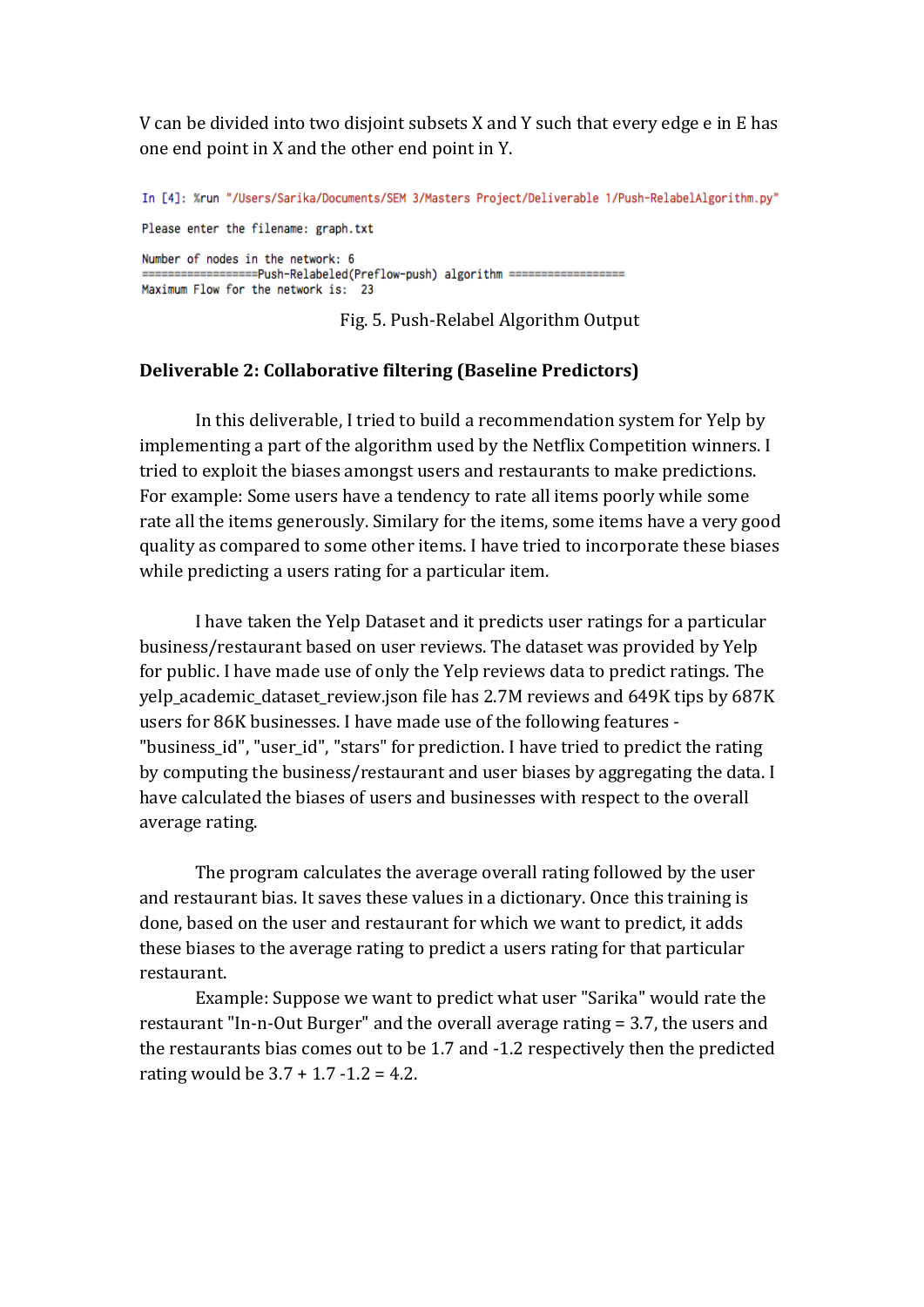V can be divided into two disjoint subsets X and Y such that every edge e in E has one end point in X and the other end point in Y.

```
In [4]: %run "/Users/Sarika/Documents/SEM 3/Masters Project/Deliverable 1/Push-RelabelAlgorithm.py"

Please enter the filename: graph.txt

Number of nodes in the network: 6
=================Push-Relabeled(Preflow-push) algorithm =================
Maximum Flow for the network is:  23
```

Fig. 5. Push-Relabel Algorithm Output

**Deliverable 2: Collaborative filtering (Baseline Predictors)**

In this deliverable, I tried to build a recommendation system for Yelp by implementing a part of the algorithm used by the Netflix Competition winners. I tried to exploit the biases amongst users and restaurants to make predictions. For example: Some users have a tendency to rate all items poorly while some rate all the items generously. Similary for the items, some items have a very good quality as compared to some other items. I have tried to incorporate these biases while predicting a users rating for a particular item.

I have taken the Yelp Dataset and it predicts user ratings for a particular business/restaurant based on user reviews. The dataset was provided by Yelp for public. I have made use of only the Yelp reviews data to predict ratings. The yelp_academic_dataset_review.json file has 2.7M reviews and 649K tips by 687K users for 86K businesses. I have made use of the following features - "business_id", "user_id", "stars" for prediction. I have tried to predict the rating by computing the business/restaurant and user biases by aggregating the data. I have calculated the biases of users and businesses with respect to the overall average rating.

The program calculates the average overall rating followed by the user and restaurant bias. It saves these values in a dictionary. Once this training is done, based on the user and restaurant for which we want to predict, it adds these biases to the average rating to predict a users rating for that particular restaurant.

Example: Suppose we want to predict what user "Sarika" would rate the restaurant "In-n-Out Burger" and the overall average rating = 3.7, the users and the restaurants bias comes out to be 1.7 and -1.2 respectively then the predicted rating would be 3.7 + 1.7 -1.2 = 4.2.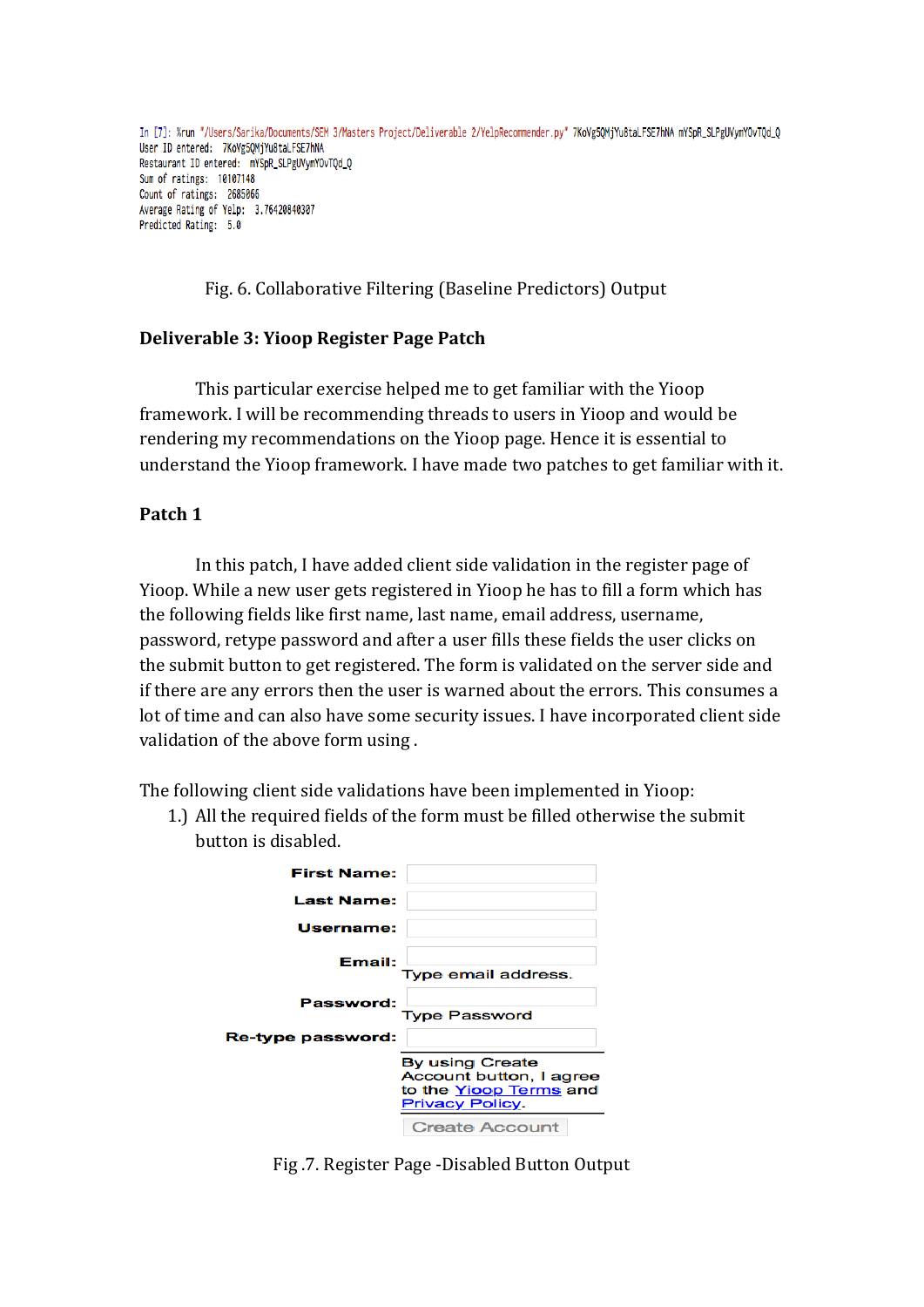```
In [7]: %run "/Users/Sarika/Documents/SEM 3/Masters Project/Deliverable 2/YelpRecommender.py" 7KoVg5QMjYuBtaLFSE7hNA mYSpR_SLPgUVymYOvTQd_Q
User ID entered:  7KoVg5QMjYuBtaLFSE7hNA
Restaurant ID entered:  mYSpR_SLPgUVymYOvTQd_Q
Sum of ratings:  10107148
Count of ratings:  2685066
Average Rating of Yelp:  3.76420840307
Predicted Rating:  5.0
```

Fig. 6. Collaborative Filtering (Baseline Predictors) Output

### Deliverable 3: Yioop Register Page Patch

This particular exercise helped me to get familiar with the Yioop framework. I will be recommending threads to users in Yioop and would be rendering my recommendations on the Yioop page. Hence it is essential to understand the Yioop framework. I have made two patches to get familiar with it.

### Patch 1

In this patch, I have added client side validation in the register page of Yioop. While a new user gets registered in Yioop he has to fill a form which has the following fields like first name, last name, email address, username, password, retype password and after a user fills these fields the user clicks on the submit button to get registered. The form is validated on the server side and if there are any errors then the user is warned about the errors. This consumes a lot of time and can also have some security issues. I have incorporated client side validation of the above form using .

The following client side validations have been implemented in Yioop:

1.) All the required fields of the form must be filled otherwise the submit button is disabled.

**First Name:**

**Last Name:**

**Username:**

**Email:**
Type email address.

**Password:**
Type Password

**Re-type password:**

By using Create Account button, I agree to the Yioop Terms and Privacy Policy.

Create Account

Fig .7. Register Page -Disabled Button Output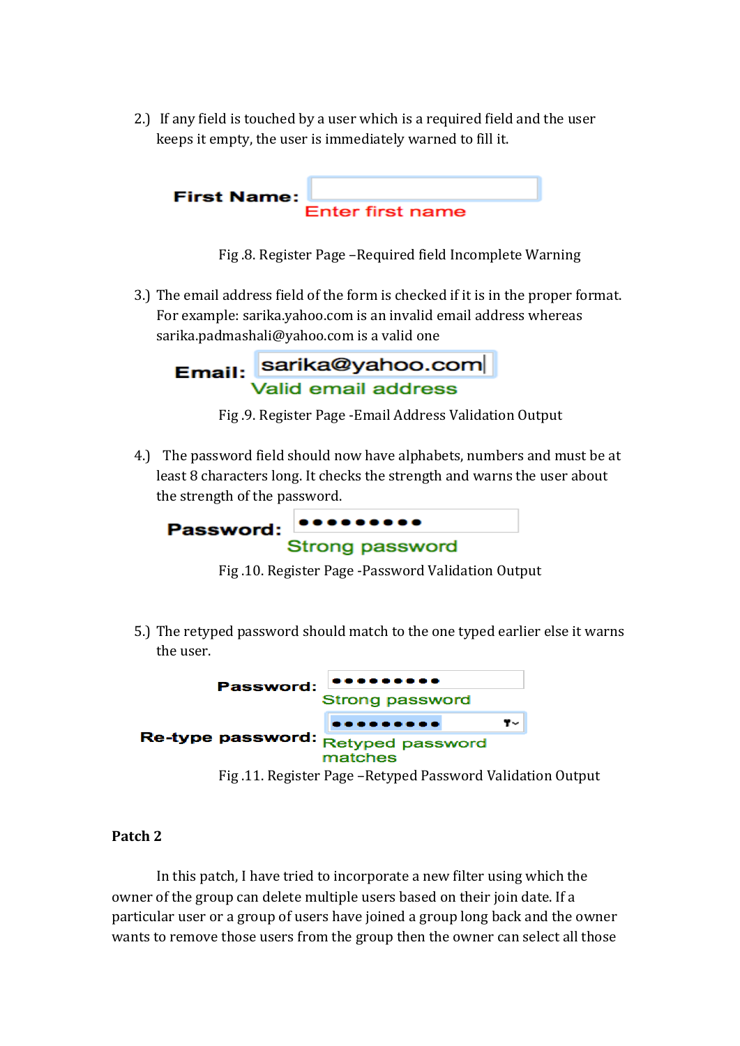2.) If any field is touched by a user which is a required field and the user keeps it empty, the user is immediately warned to fill it.

First Name:
Enter first name

Fig .8. Register Page –Required field Incomplete Warning

3.) The email address field of the form is checked if it is in the proper format. For example: sarika.yahoo.com is an invalid email address whereas sarika.padmashali@yahoo.com is a valid one

Email: sarika@yahoo.com
Valid email address

Fig .9. Register Page -Email Address Validation Output

4.) The password field should now have alphabets, numbers and must be at least 8 characters long. It checks the strength and warns the user about the strength of the password.

Password: •••••••••
Strong password

Fig .10. Register Page -Password Validation Output

5.) The retyped password should match to the one typed earlier else it warns the user.

Password: •••••••••
Strong password
Re-type password: •••••••••
Retyped password matches

Fig .11. Register Page –Retyped Password Validation Output

**Patch 2**

In this patch, I have tried to incorporate a new filter using which the owner of the group can delete multiple users based on their join date. If a particular user or a group of users have joined a group long back and the owner wants to remove those users from the group then the owner can select all those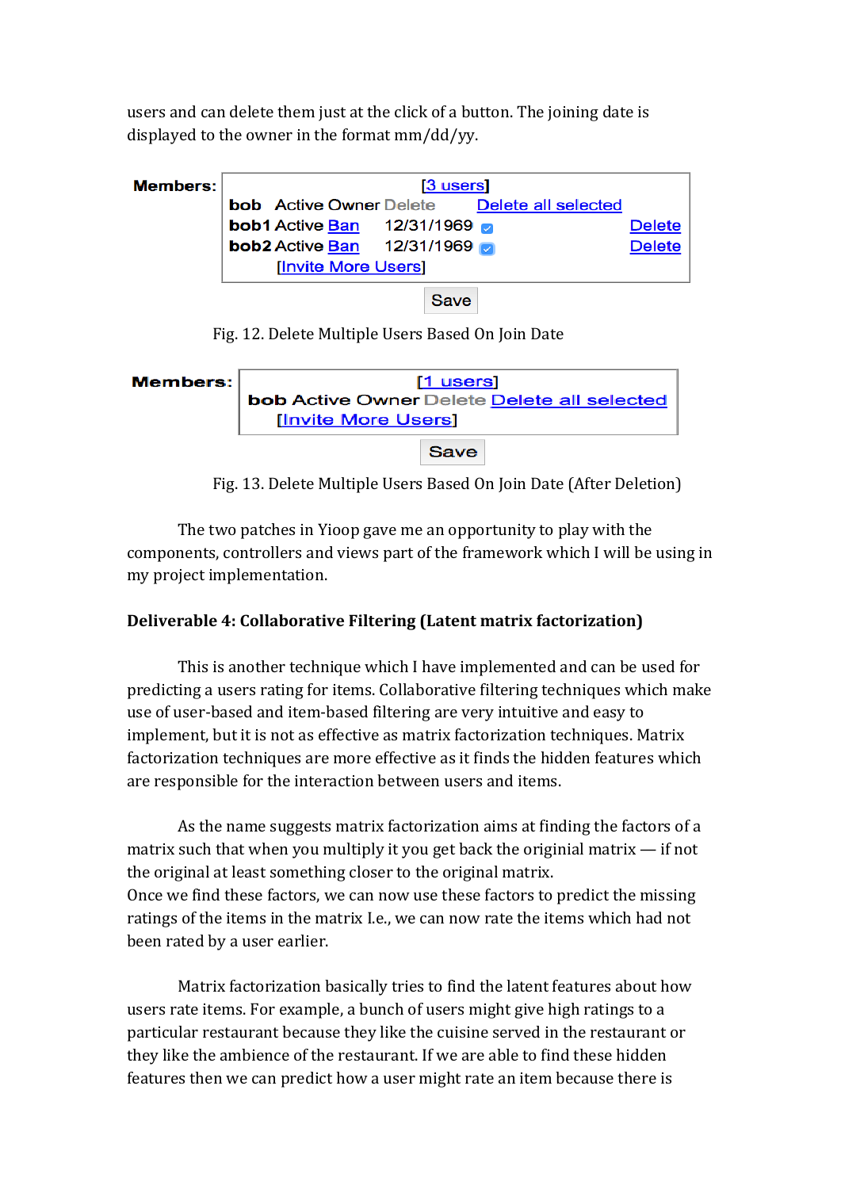users and can delete them just at the click of a button. The joining date is displayed to the owner in the format mm/dd/yy.

| Members: | [3 users] | | | |
|---|---|---|---|---|
| | bob Active Owner Delete | | Delete all selected | |
| | bob1 Active Ban | 12/31/1969 | ☑ | Delete |
| | bob2 Active Ban | 12/31/1969 | ☑ | Delete |
| | [Invite More Users] | | | |

Save

Fig. 12. Delete Multiple Users Based On Join Date

| Members: | [1 users] |
|---|---|
| | bob Active Owner Delete Delete all selected |
| | [Invite More Users] |

Save

Fig. 13. Delete Multiple Users Based On Join Date (After Deletion)

The two patches in Yioop gave me an opportunity to play with the components, controllers and views part of the framework which I will be using in my project implementation.

**Deliverable 4: Collaborative Filtering (Latent matrix factorization)**

This is another technique which I have implemented and can be used for predicting a users rating for items. Collaborative filtering techniques which make use of user-based and item-based filtering are very intuitive and easy to implement, but it is not as effective as matrix factorization techniques. Matrix factorization techniques are more effective as it finds the hidden features which are responsible for the interaction between users and items.

As the name suggests matrix factorization aims at finding the factors of a matrix such that when you multiply it you get back the originial matrix — if not the original at least something closer to the original matrix.
Once we find these factors, we can now use these factors to predict the missing ratings of the items in the matrix I.e., we can now rate the items which had not been rated by a user earlier.

Matrix factorization basically tries to find the latent features about how users rate items. For example, a bunch of users might give high ratings to a particular restaurant because they like the cuisine served in the restaurant or they like the ambience of the restaurant. If we are able to find these hidden features then we can predict how a user might rate an item because there is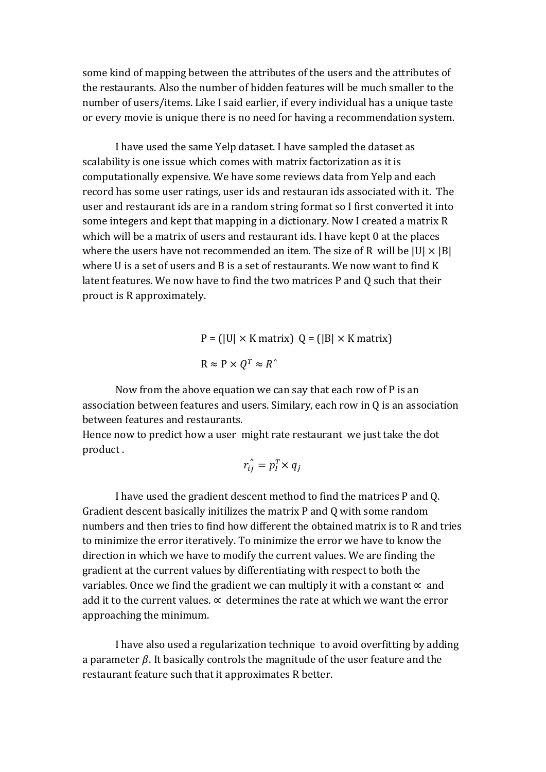some kind of mapping between the attributes of the users and the attributes of the restaurants. Also the number of hidden features will be much smaller to the number of users/items. Like I said earlier, if every individual has a unique taste or every movie is unique there is no need for having a recommendation system.

I have used the same Yelp dataset. I have sampled the dataset as scalability is one issue which comes with matrix factorization as it is computationally expensive. We have some reviews data from Yelp and each record has some user ratings, user ids and restauran ids associated with it. The user and restaurant ids are in a random string format so I first converted it into some integers and kept that mapping in a dictionary. Now I created a matrix R which will be a matrix of users and restaurant ids. I have kept 0 at the places where the users have not recommended an item. The size of R will be $|U| \times |B|$ where U is a set of users and B is a set of restaurants. We now want to find K latent features. We now have to find the two matrices P and Q such that their prouct is R approximately.

$$P = (|U| \times K \text{ matrix}) \quad Q = (|B| \times K \text{ matrix})$$

$$R \approx P \times Q^T \approx R^{\wedge}$$

Now from the above equation we can say that each row of P is an association between features and users. Similary, each row in Q is an association between features and restaurants.
Hence now to predict how a user might rate restaurant we just take the dot product .

$$\hat{r_{ij}} = p_I^T \times q_j$$

I have used the gradient descent method to find the matrices P and Q. Gradient descent basically initilizes the matrix P and Q with some random numbers and then tries to find how different the obtained matrix is to R and tries to minimize the error iteratively. To minimize the error we have to know the direction in which we have to modify the current values. We are finding the gradient at the current values by differentiating with respect to both the variables. Once we find the gradient we can multiply it with a constant $\propto$ and add it to the current values. $\propto$ determines the rate at which we want the error approaching the minimum.

I have also used a regularization technique to avoid overfitting by adding a parameter $\beta$. It basically controls the magnitude of the user feature and the restaurant feature such that it approximates R better.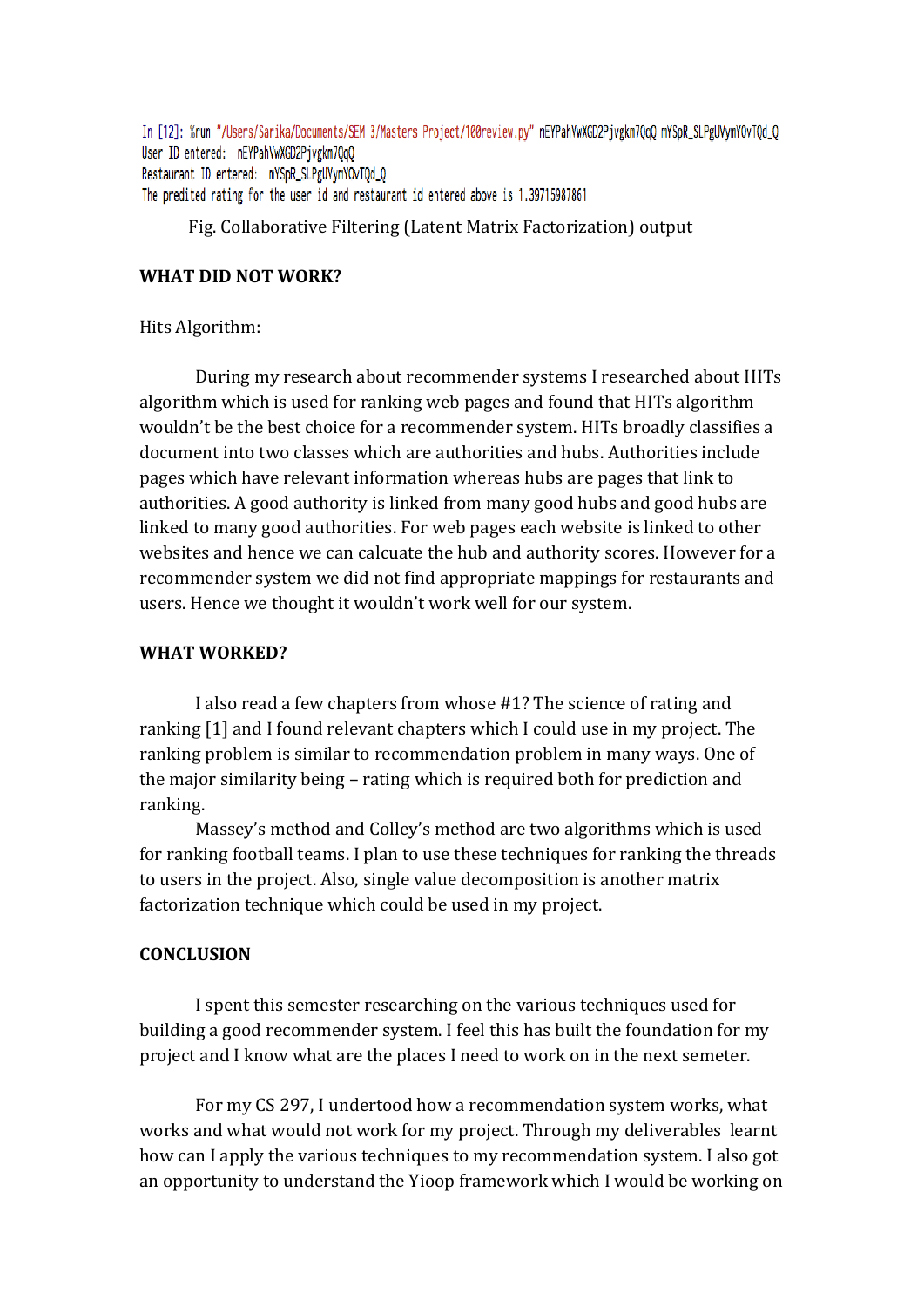```
In [12]: %run "/Users/Sarika/Documents/SEM 3/Masters Project/100review.py" nEYPahVwXGD2Pjvgkm7QqQ mYSpR_SLPgUVymYOvTQd_Q
User ID entered:  nEYPahVwXGD2Pjvgkm7QqQ
Restaurant ID entered:  mYSpR_SLPgUVymYOvTQd_Q
The predited rating for the user id and restaurant id entered above is 1.39715987861
```

Fig. Collaborative Filtering (Latent Matrix Factorization) output

**WHAT DID NOT WORK?**

Hits Algorithm:

During my research about recommender systems I researched about HITs algorithm which is used for ranking web pages and found that HITs algorithm wouldn't be the best choice for a recommender system. HITs broadly classifies a document into two classes which are authorities and hubs. Authorities include pages which have relevant information whereas hubs are pages that link to authorities. A good authority is linked from many good hubs and good hubs are linked to many good authorities. For web pages each website is linked to other websites and hence we can calcuate the hub and authority scores. However for a recommender system we did not find appropriate mappings for restaurants and users. Hence we thought it wouldn't work well for our system.

**WHAT WORKED?**

I also read a few chapters from whose #1? The science of rating and ranking [1] and I found relevant chapters which I could use in my project. The ranking problem is similar to recommendation problem in many ways. One of the major similarity being – rating which is required both for prediction and ranking.

Massey's method and Colley's method are two algorithms which is used for ranking football teams. I plan to use these techniques for ranking the threads to users in the project. Also, single value decomposition is another matrix factorization technique which could be used in my project.

**CONCLUSION**

I spent this semester researching on the various techniques used for building a good recommender system. I feel this has built the foundation for my project and I know what are the places I need to work on in the next semeter.

For my CS 297, I undertood how a recommendation system works, what works and what would not work for my project. Through my deliverables learnt how can I apply the various techniques to my recommendation system. I also got an opportunity to understand the Yioop framework which I would be working on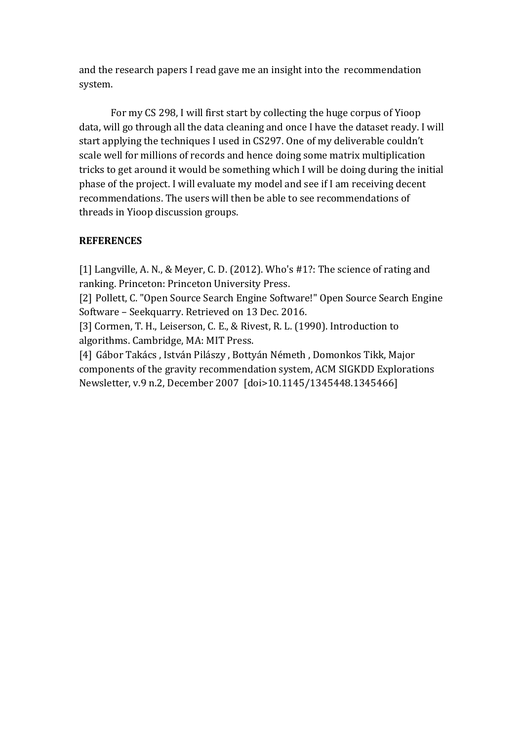and the research papers I read gave me an insight into the recommendation system.

For my CS 298, I will first start by collecting the huge corpus of Yioop data, will go through all the data cleaning and once I have the dataset ready. I will start applying the techniques I used in CS297. One of my deliverable couldn't scale well for millions of records and hence doing some matrix multiplication tricks to get around it would be something which I will be doing during the initial phase of the project. I will evaluate my model and see if I am receiving decent recommendations. The users will then be able to see recommendations of threads in Yioop discussion groups.

**REFERENCES**

[1] Langville, A. N., & Meyer, C. D. (2012). Who's #1?: The science of rating and ranking. Princeton: Princeton University Press.
[2] Pollett, C. "Open Source Search Engine Software!" Open Source Search Engine Software – Seekquarry. Retrieved on 13 Dec. 2016.
[3] Cormen, T. H., Leiserson, C. E., & Rivest, R. L. (1990). Introduction to algorithms. Cambridge, MA: MIT Press.
[4] Gábor Takács , István Pilászy , Bottyán Németh , Domonkos Tikk, Major components of the gravity recommendation system, ACM SIGKDD Explorations Newsletter, v.9 n.2, December 2007 [doi>10.1145/1345448.1345466]